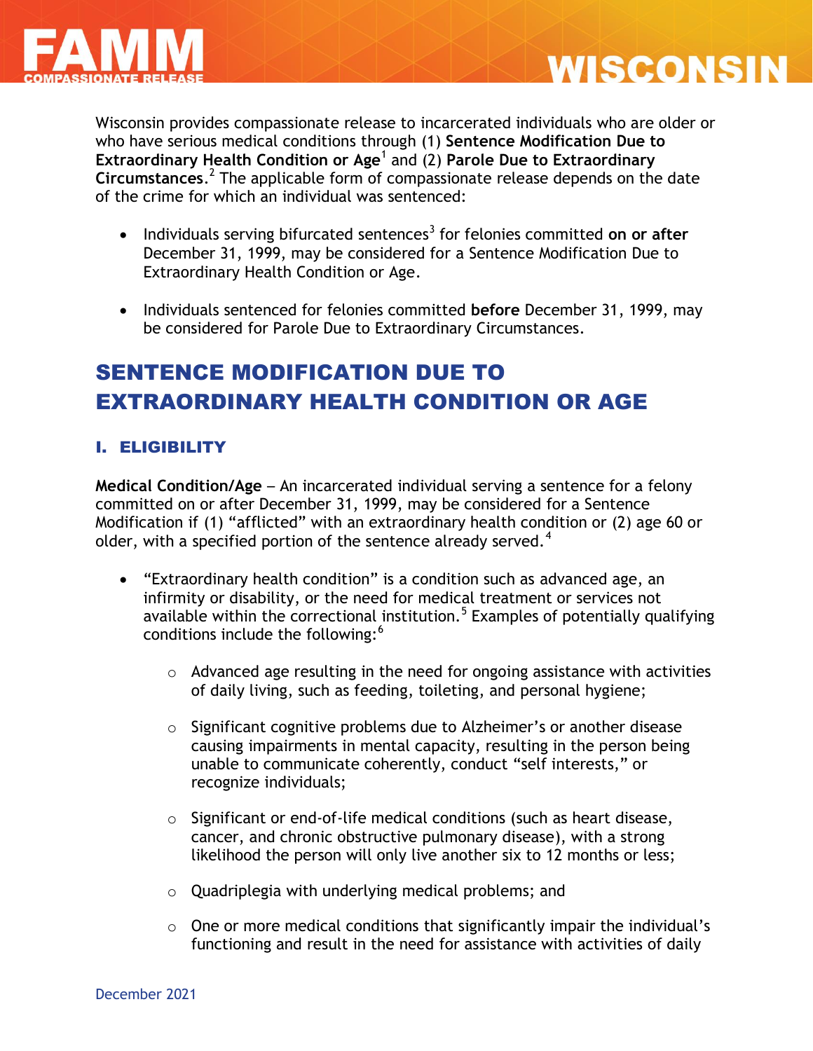# WISCONSIN

Wisconsin provides compassionate release to incarcerated individuals who are older or who have serious medical conditions through (1) **Sentence Modification Due to Extraordinary Health Condition or Age**[1] and (2) **Parole Due to Extraordinary Circumstances**.[2] The applicable form of compassionate release depends on the date of the crime for which an individual was sentenced:

- Individuals serving bifurcated sentences[3] for felonies committed **on or after** December 31, 1999, may be considered for a Sentence Modification Due to Extraordinary Health Condition or Age.
- Individuals sentenced for felonies committed **before** December 31, 1999, may be considered for Parole Due to Extraordinary Circumstances.

## SENTENCE MODIFICATION DUE TO EXTRAORDINARY HEALTH CONDITION OR AGE

### I. ELIGIBILITY

**Medical Condition/Age** – An incarcerated individual serving a sentence for a felony committed on or after December 31, 1999, may be considered for a Sentence Modification if (1) "afflicted" with an extraordinary health condition or (2) age 60 or older, with a specified portion of the sentence already served.[4]

- "Extraordinary health condition" is a condition such as advanced age, an infirmity or disability, or the need for medical treatment or services not available within the correctional institution.[5] Examples of potentially qualifying conditions include the following:[6]
    - Advanced age resulting in the need for ongoing assistance with activities of daily living, such as feeding, toileting, and personal hygiene;
    - Significant cognitive problems due to Alzheimer's or another disease causing impairments in mental capacity, resulting in the person being unable to communicate coherently, conduct "self interests," or recognize individuals;
    - Significant or end-of-life medical conditions (such as heart disease, cancer, and chronic obstructive pulmonary disease), with a strong likelihood the person will only live another six to 12 months or less;
    - Quadriplegia with underlying medical problems; and
    - One or more medical conditions that significantly impair the individual's functioning and result in the need for assistance with activities of daily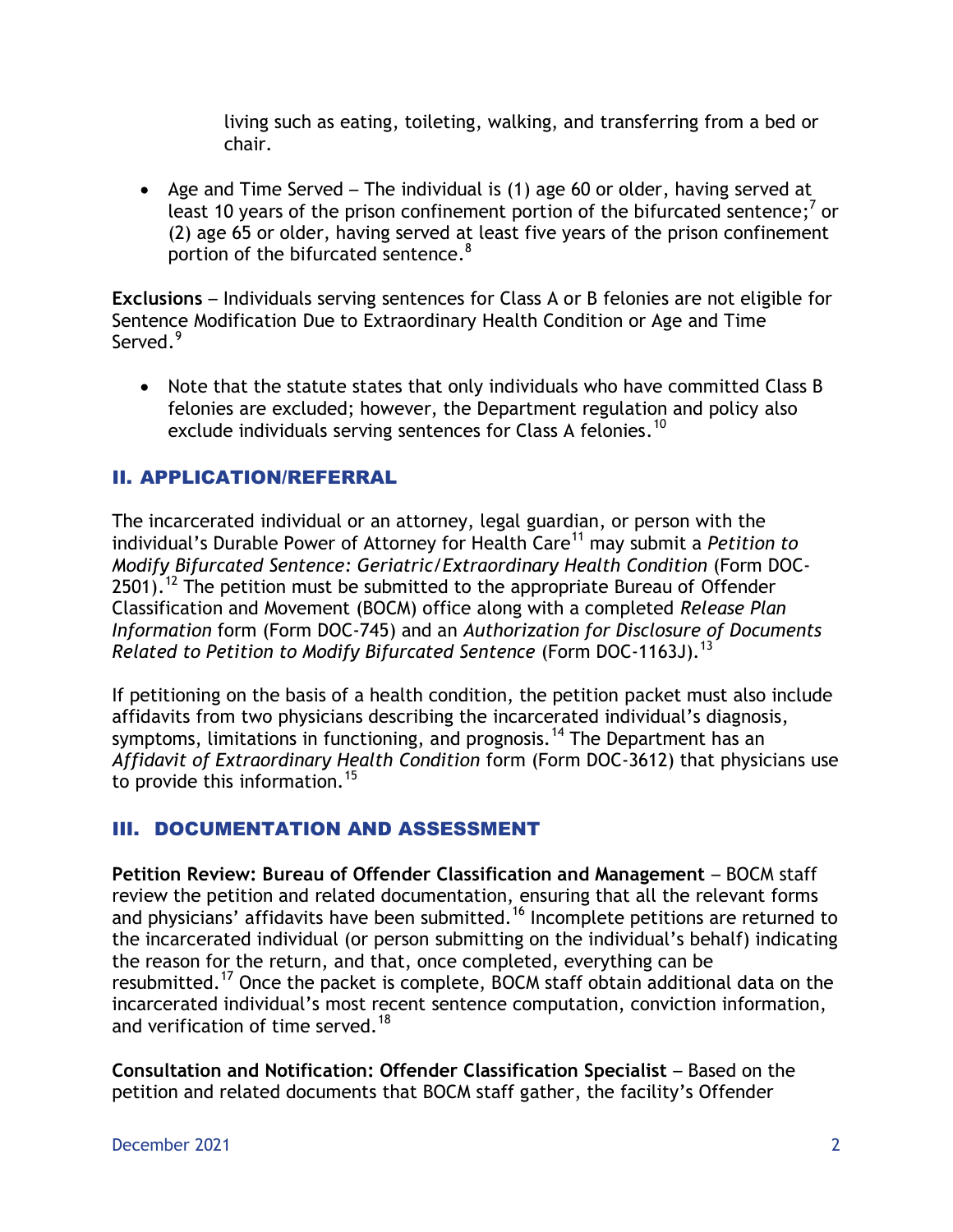living such as eating, toileting, walking, and transferring from a bed or chair.

- Age and Time Served – The individual is (1) age 60 or older, having served at least 10 years of the prison confinement portion of the bifurcated sentence;[7] or (2) age 65 or older, having served at least five years of the prison confinement portion of the bifurcated sentence.[8]

**Exclusions** – Individuals serving sentences for Class A or B felonies are not eligible for Sentence Modification Due to Extraordinary Health Condition or Age and Time Served.[9]

- Note that the statute states that only individuals who have committed Class B felonies are excluded; however, the Department regulation and policy also exclude individuals serving sentences for Class A felonies.[10]

## II. APPLICATION/REFERRAL

The incarcerated individual or an attorney, legal guardian, or person with the individual's Durable Power of Attorney for Health Care[11] may submit a *Petition to Modify Bifurcated Sentence: Geriatric/Extraordinary Health Condition* (Form DOC-2501).[12] The petition must be submitted to the appropriate Bureau of Offender Classification and Movement (BOCM) office along with a completed *Release Plan Information* form (Form DOC-745) and an *Authorization for Disclosure of Documents Related to Petition to Modify Bifurcated Sentence* (Form DOC-1163J).[13]

If petitioning on the basis of a health condition, the petition packet must also include affidavits from two physicians describing the incarcerated individual's diagnosis, symptoms, limitations in functioning, and prognosis.[14] The Department has an *Affidavit of Extraordinary Health Condition* form (Form DOC-3612) that physicians use to provide this information.[15]

## III. DOCUMENTATION AND ASSESSMENT

**Petition Review: Bureau of Offender Classification and Management** – BOCM staff review the petition and related documentation, ensuring that all the relevant forms and physicians' affidavits have been submitted.[16] Incomplete petitions are returned to the incarcerated individual (or person submitting on the individual's behalf) indicating the reason for the return, and that, once completed, everything can be resubmitted.[17] Once the packet is complete, BOCM staff obtain additional data on the incarcerated individual's most recent sentence computation, conviction information, and verification of time served.[18]

**Consultation and Notification: Offender Classification Specialist** – Based on the petition and related documents that BOCM staff gather, the facility's Offender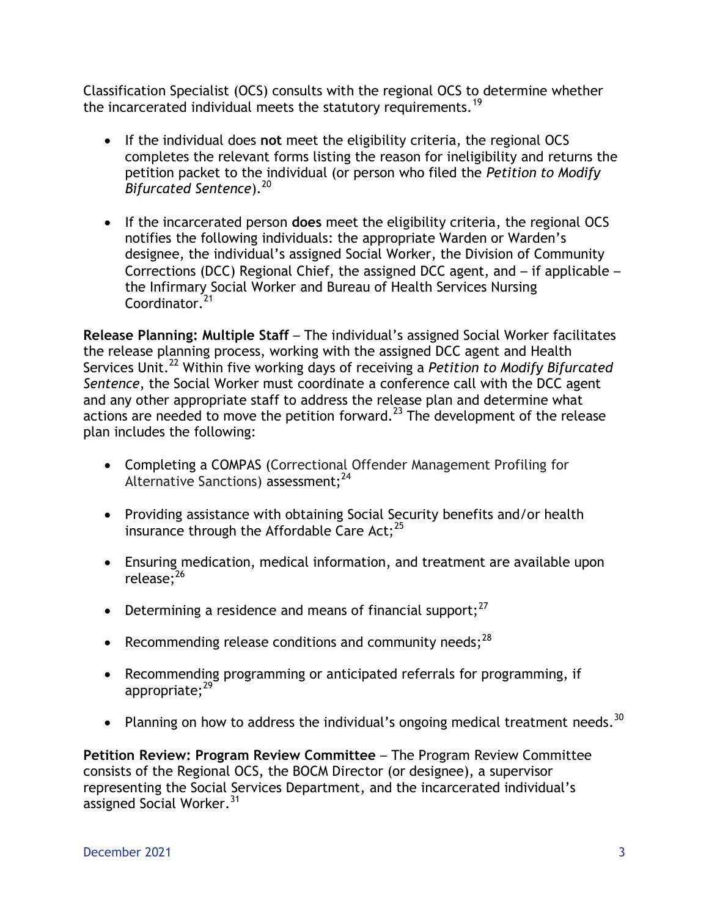Classification Specialist (OCS) consults with the regional OCS to determine whether the incarcerated individual meets the statutory requirements.[19]

- If the individual does **not** meet the eligibility criteria, the regional OCS completes the relevant forms listing the reason for ineligibility and returns the petition packet to the individual (or person who filed the *Petition to Modify Bifurcated Sentence*).[20]

- If the incarcerated person **does** meet the eligibility criteria, the regional OCS notifies the following individuals: the appropriate Warden or Warden's designee, the individual's assigned Social Worker, the Division of Community Corrections (DCC) Regional Chief, the assigned DCC agent, and – if applicable – the Infirmary Social Worker and Bureau of Health Services Nursing Coordinator.[21]

**Release Planning: Multiple Staff** – The individual's assigned Social Worker facilitates the release planning process, working with the assigned DCC agent and Health Services Unit.[22] Within five working days of receiving a *Petition to Modify Bifurcated Sentence*, the Social Worker must coordinate a conference call with the DCC agent and any other appropriate staff to address the release plan and determine what actions are needed to move the petition forward.[23] The development of the release plan includes the following:

- Completing a COMPAS (Correctional Offender Management Profiling for Alternative Sanctions) assessment;[24]

- Providing assistance with obtaining Social Security benefits and/or health insurance through the Affordable Care Act;[25]

- Ensuring medication, medical information, and treatment are available upon release;[26]

- Determining a residence and means of financial support;[27]

- Recommending release conditions and community needs;[28]

- Recommending programming or anticipated referrals for programming, if appropriate;[29]

- Planning on how to address the individual's ongoing medical treatment needs.[30]

**Petition Review: Program Review Committee** – The Program Review Committee consists of the Regional OCS, the BOCM Director (or designee), a supervisor representing the Social Services Department, and the incarcerated individual's assigned Social Worker.[31]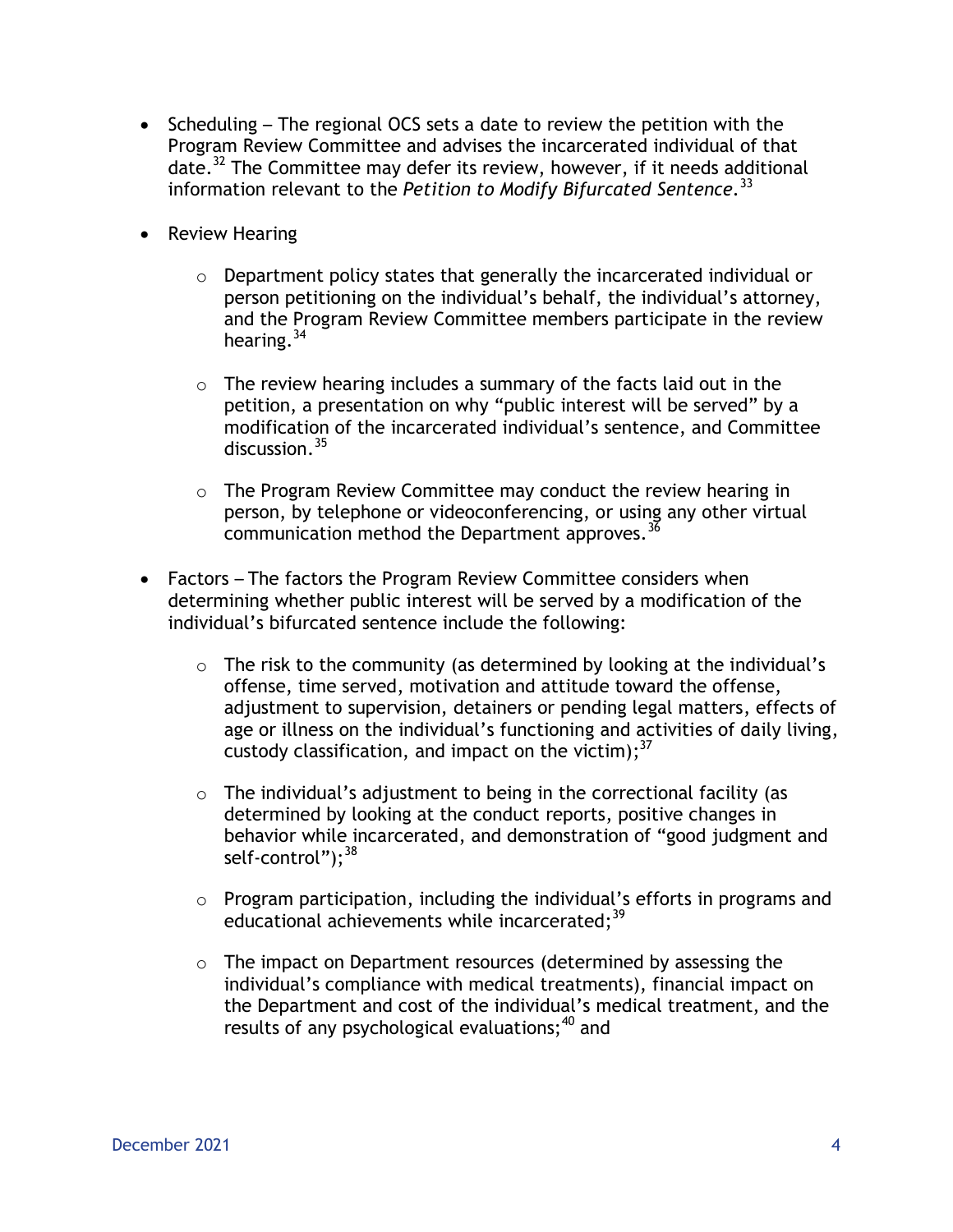- Scheduling – The regional OCS sets a date to review the petition with the Program Review Committee and advises the incarcerated individual of that date.[32] The Committee may defer its review, however, if it needs additional information relevant to the *Petition to Modify Bifurcated Sentence*.[33]

- Review Hearing

  - Department policy states that generally the incarcerated individual or person petitioning on the individual's behalf, the individual's attorney, and the Program Review Committee members participate in the review hearing.[34]

  - The review hearing includes a summary of the facts laid out in the petition, a presentation on why "public interest will be served" by a modification of the incarcerated individual's sentence, and Committee discussion.[35]

  - The Program Review Committee may conduct the review hearing in person, by telephone or videoconferencing, or using any other virtual communication method the Department approves.[36]

- Factors – The factors the Program Review Committee considers when determining whether public interest will be served by a modification of the individual's bifurcated sentence include the following:

  - The risk to the community (as determined by looking at the individual's offense, time served, motivation and attitude toward the offense, adjustment to supervision, detainers or pending legal matters, effects of age or illness on the individual's functioning and activities of daily living, custody classification, and impact on the victim);[37]

  - The individual's adjustment to being in the correctional facility (as determined by looking at the conduct reports, positive changes in behavior while incarcerated, and demonstration of "good judgment and self-control");[38]

  - Program participation, including the individual's efforts in programs and educational achievements while incarcerated;[39]

  - The impact on Department resources (determined by assessing the individual's compliance with medical treatments), financial impact on the Department and cost of the individual's medical treatment, and the results of any psychological evaluations;[40] and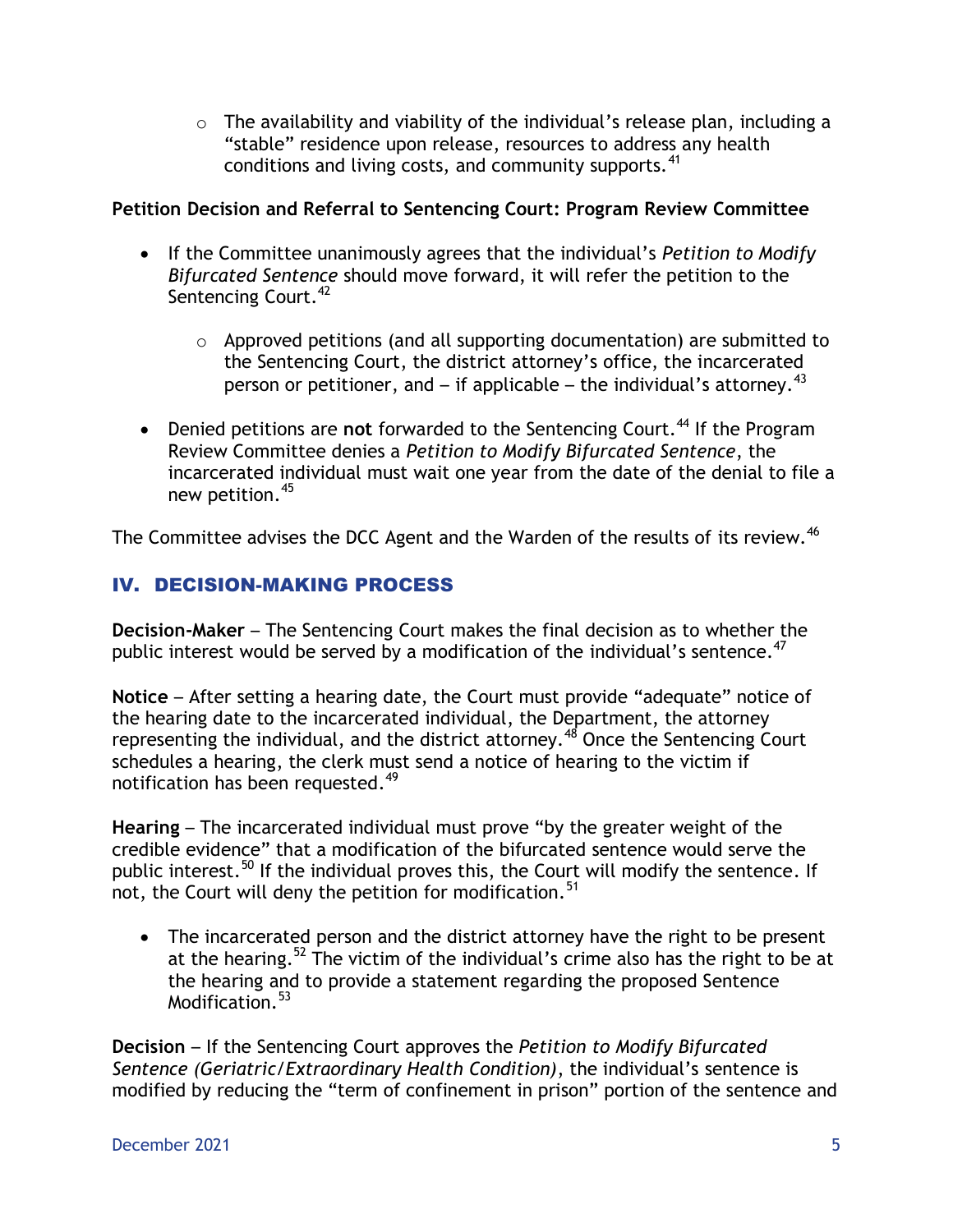- The availability and viability of the individual's release plan, including a "stable" residence upon release, resources to address any health conditions and living costs, and community supports.[41]

**Petition Decision and Referral to Sentencing Court: Program Review Committee**

- If the Committee unanimously agrees that the individual's *Petition to Modify Bifurcated Sentence* should move forward, it will refer the petition to the Sentencing Court.[42]
  - Approved petitions (and all supporting documentation) are submitted to the Sentencing Court, the district attorney's office, the incarcerated person or petitioner, and – if applicable – the individual's attorney.[43]
- Denied petitions are **not** forwarded to the Sentencing Court.[44] If the Program Review Committee denies a *Petition to Modify Bifurcated Sentence*, the incarcerated individual must wait one year from the date of the denial to file a new petition.[45]

The Committee advises the DCC Agent and the Warden of the results of its review.[46]

## IV. DECISION-MAKING PROCESS

**Decision-Maker** – The Sentencing Court makes the final decision as to whether the public interest would be served by a modification of the individual's sentence.[47]

**Notice** – After setting a hearing date, the Court must provide "adequate" notice of the hearing date to the incarcerated individual, the Department, the attorney representing the individual, and the district attorney.[48] Once the Sentencing Court schedules a hearing, the clerk must send a notice of hearing to the victim if notification has been requested.[49]

**Hearing** – The incarcerated individual must prove "by the greater weight of the credible evidence" that a modification of the bifurcated sentence would serve the public interest.[50] If the individual proves this, the Court will modify the sentence. If not, the Court will deny the petition for modification.[51]

- The incarcerated person and the district attorney have the right to be present at the hearing.[52] The victim of the individual's crime also has the right to be at the hearing and to provide a statement regarding the proposed Sentence Modification.[53]

**Decision** – If the Sentencing Court approves the *Petition to Modify Bifurcated Sentence (Geriatric/Extraordinary Health Condition)*, the individual's sentence is modified by reducing the "term of confinement in prison" portion of the sentence and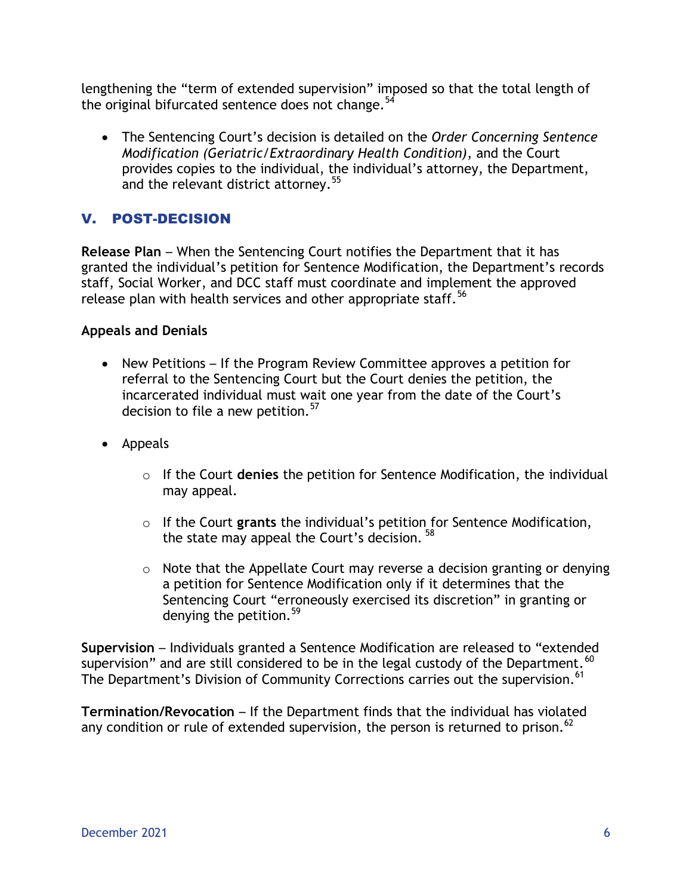lengthening the "term of extended supervision" imposed so that the total length of the original bifurcated sentence does not change.[54]

- The Sentencing Court's decision is detailed on the *Order Concerning Sentence Modification (Geriatric/Extraordinary Health Condition)*, and the Court provides copies to the individual, the individual's attorney, the Department, and the relevant district attorney.[55]

## V. POST-DECISION

**Release Plan** – When the Sentencing Court notifies the Department that it has granted the individual's petition for Sentence Modification, the Department's records staff, Social Worker, and DCC staff must coordinate and implement the approved release plan with health services and other appropriate staff.[56]

**Appeals and Denials**

- New Petitions – If the Program Review Committee approves a petition for referral to the Sentencing Court but the Court denies the petition, the incarcerated individual must wait one year from the date of the Court's decision to file a new petition.[57]
- Appeals
  - If the Court **denies** the petition for Sentence Modification, the individual may appeal.
  - If the Court **grants** the individual's petition for Sentence Modification, the state may appeal the Court's decision.[58]
  - Note that the Appellate Court may reverse a decision granting or denying a petition for Sentence Modification only if it determines that the Sentencing Court "erroneously exercised its discretion" in granting or denying the petition.[59]

**Supervision** – Individuals granted a Sentence Modification are released to "extended supervision" and are still considered to be in the legal custody of the Department.[60] The Department's Division of Community Corrections carries out the supervision.[61]

**Termination/Revocation** – If the Department finds that the individual has violated any condition or rule of extended supervision, the person is returned to prison.[62]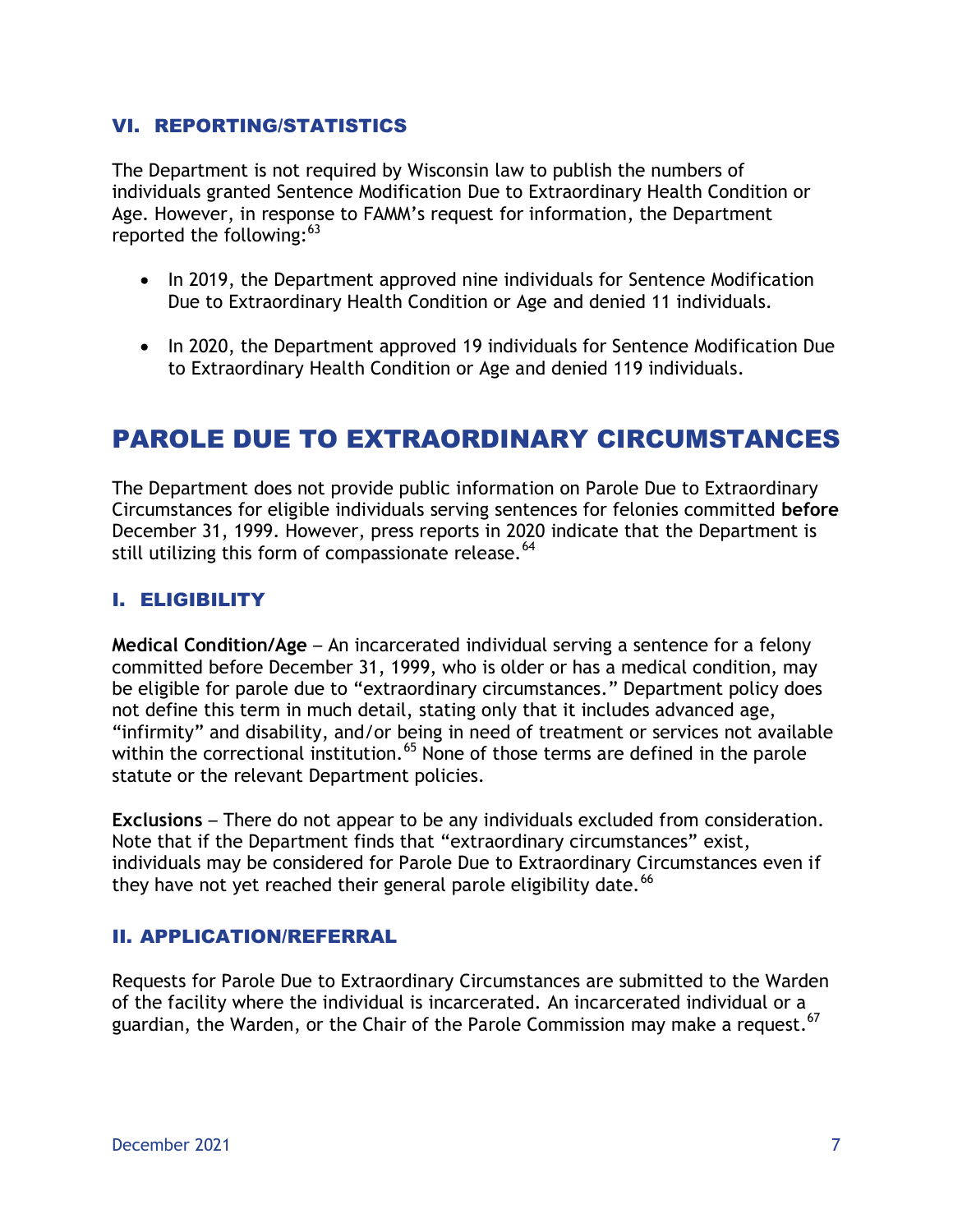### VI. REPORTING/STATISTICS

The Department is not required by Wisconsin law to publish the numbers of individuals granted Sentence Modification Due to Extraordinary Health Condition or Age. However, in response to FAMM's request for information, the Department reported the following:[63]

- In 2019, the Department approved nine individuals for Sentence Modification Due to Extraordinary Health Condition or Age and denied 11 individuals.
- In 2020, the Department approved 19 individuals for Sentence Modification Due to Extraordinary Health Condition or Age and denied 119 individuals.

## PAROLE DUE TO EXTRAORDINARY CIRCUMSTANCES

The Department does not provide public information on Parole Due to Extraordinary Circumstances for eligible individuals serving sentences for felonies committed **before** December 31, 1999. However, press reports in 2020 indicate that the Department is still utilizing this form of compassionate release.[64]

### I. ELIGIBILITY

**Medical Condition/Age** – An incarcerated individual serving a sentence for a felony committed before December 31, 1999, who is older or has a medical condition, may be eligible for parole due to "extraordinary circumstances." Department policy does not define this term in much detail, stating only that it includes advanced age, "infirmity" and disability, and/or being in need of treatment or services not available within the correctional institution.[65] None of those terms are defined in the parole statute or the relevant Department policies.

**Exclusions** – There do not appear to be any individuals excluded from consideration. Note that if the Department finds that "extraordinary circumstances" exist, individuals may be considered for Parole Due to Extraordinary Circumstances even if they have not yet reached their general parole eligibility date.[66]

### II. APPLICATION/REFERRAL

Requests for Parole Due to Extraordinary Circumstances are submitted to the Warden of the facility where the individual is incarcerated. An incarcerated individual or a guardian, the Warden, or the Chair of the Parole Commission may make a request.[67]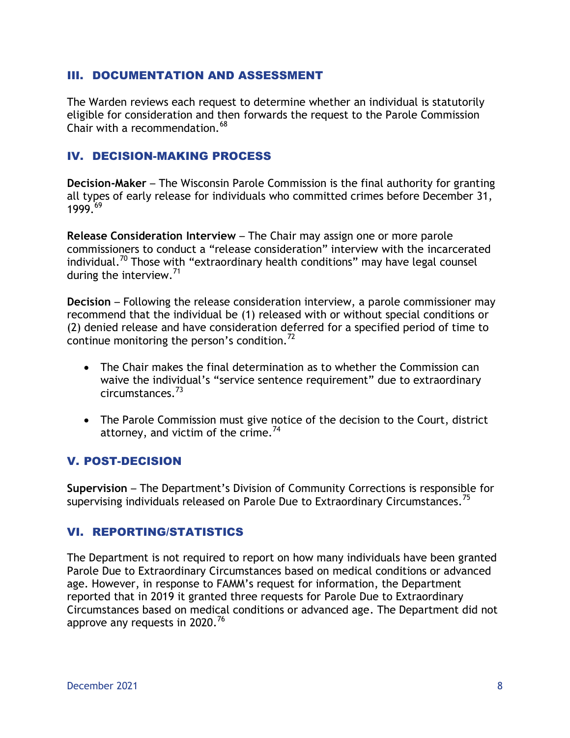## III. DOCUMENTATION AND ASSESSMENT

The Warden reviews each request to determine whether an individual is statutorily eligible for consideration and then forwards the request to the Parole Commission Chair with a recommendation.[68]

## IV. DECISION-MAKING PROCESS

**Decision-Maker** – The Wisconsin Parole Commission is the final authority for granting all types of early release for individuals who committed crimes before December 31, 1999.[69]

**Release Consideration Interview** – The Chair may assign one or more parole commissioners to conduct a "release consideration" interview with the incarcerated individual.[70] Those with "extraordinary health conditions" may have legal counsel during the interview.[71]

**Decision** – Following the release consideration interview, a parole commissioner may recommend that the individual be (1) released with or without special conditions or (2) denied release and have consideration deferred for a specified period of time to continue monitoring the person's condition.[72]

- The Chair makes the final determination as to whether the Commission can waive the individual's "service sentence requirement" due to extraordinary circumstances.[73]
- The Parole Commission must give notice of the decision to the Court, district attorney, and victim of the crime.[74]

## V. POST-DECISION

**Supervision** – The Department's Division of Community Corrections is responsible for supervising individuals released on Parole Due to Extraordinary Circumstances.[75]

## VI. REPORTING/STATISTICS

The Department is not required to report on how many individuals have been granted Parole Due to Extraordinary Circumstances based on medical conditions or advanced age. However, in response to FAMM's request for information, the Department reported that in 2019 it granted three requests for Parole Due to Extraordinary Circumstances based on medical conditions or advanced age. The Department did not approve any requests in 2020.[76]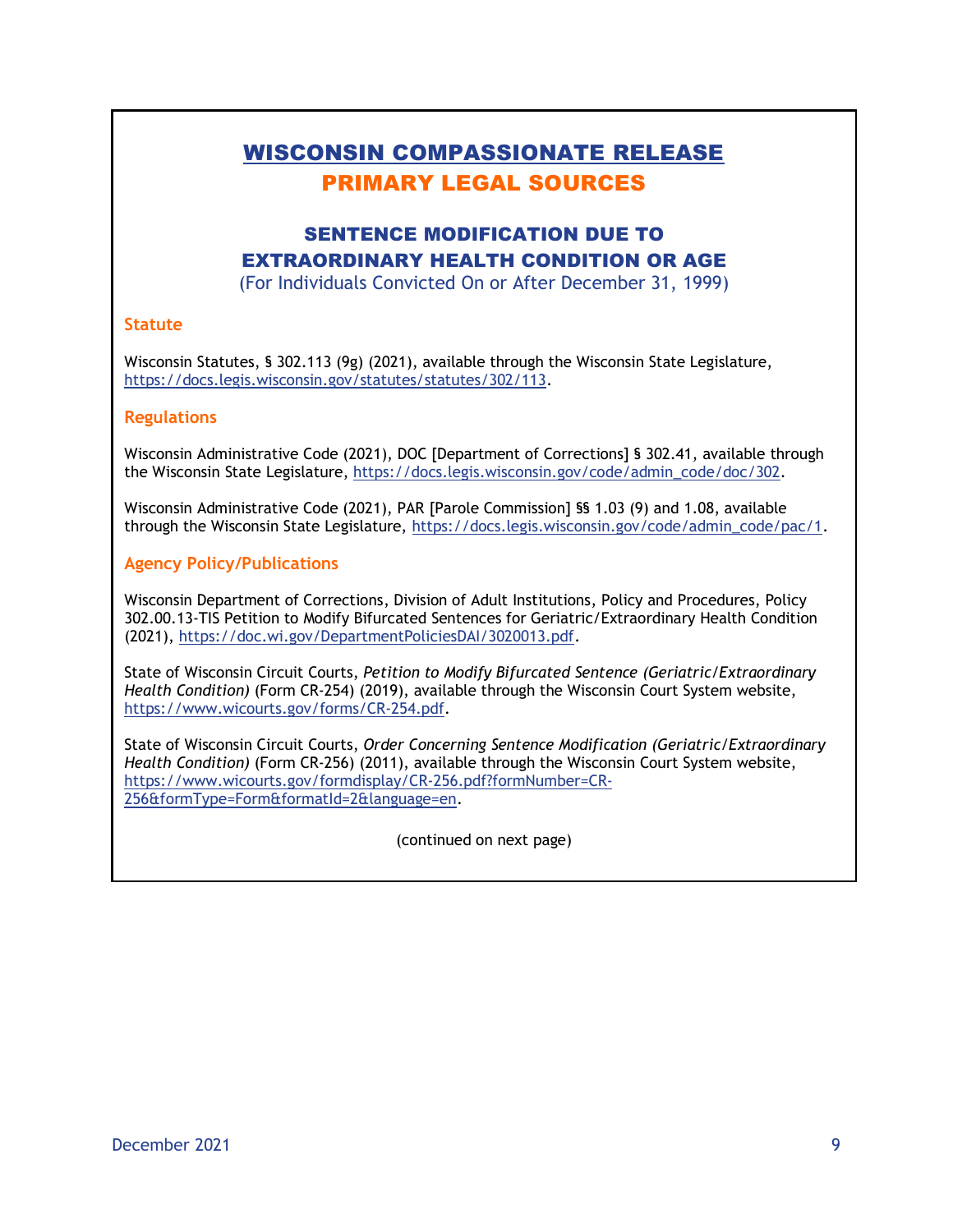# WISCONSIN COMPASSIONATE RELEASE

## PRIMARY LEGAL SOURCES

### SENTENCE MODIFICATION DUE TO EXTRAORDINARY HEALTH CONDITION OR AGE

(For Individuals Convicted On or After December 31, 1999)

#### Statute

Wisconsin Statutes, § 302.113 (9g) (2021), available through the Wisconsin State Legislature, https://docs.legis.wisconsin.gov/statutes/statutes/302/113.

#### Regulations

Wisconsin Administrative Code (2021), DOC [Department of Corrections] § 302.41, available through the Wisconsin State Legislature, https://docs.legis.wisconsin.gov/code/admin_code/doc/302.

Wisconsin Administrative Code (2021), PAR [Parole Commission] §§ 1.03 (9) and 1.08, available through the Wisconsin State Legislature, https://docs.legis.wisconsin.gov/code/admin_code/pac/1.

#### Agency Policy/Publications

Wisconsin Department of Corrections, Division of Adult Institutions, Policy and Procedures, Policy 302.00.13-TIS Petition to Modify Bifurcated Sentences for Geriatric/Extraordinary Health Condition (2021), https://doc.wi.gov/DepartmentPoliciesDAI/3020013.pdf.

State of Wisconsin Circuit Courts, *Petition to Modify Bifurcated Sentence (Geriatric/Extraordinary Health Condition)* (Form CR-254) (2019), available through the Wisconsin Court System website, https://www.wicourts.gov/forms/CR-254.pdf.

State of Wisconsin Circuit Courts, *Order Concerning Sentence Modification (Geriatric/Extraordinary Health Condition)* (Form CR-256) (2011), available through the Wisconsin Court System website, https://www.wicourts.gov/formdisplay/CR-256.pdf?formNumber=CR-256&formType=Form&formatId=2&language=en.

(continued on next page)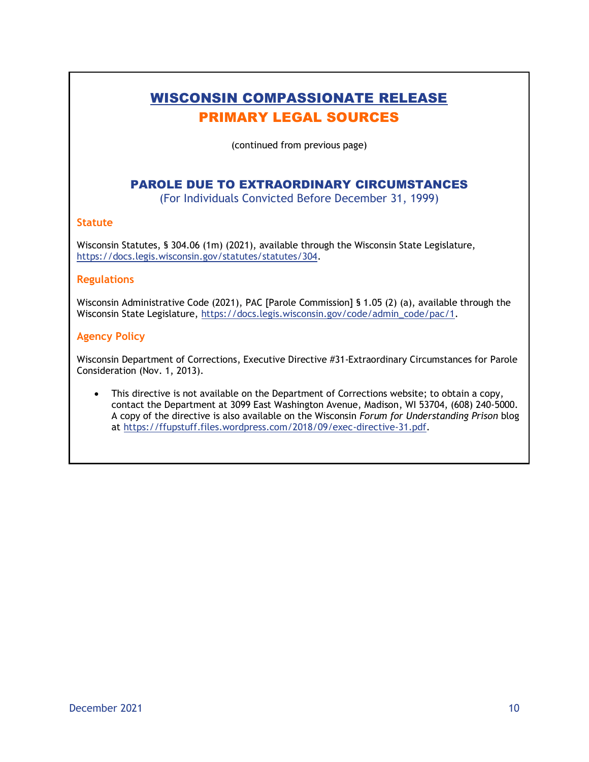# WISCONSIN COMPASSIONATE RELEASE

## PRIMARY LEGAL SOURCES

(continued from previous page)

### PAROLE DUE TO EXTRAORDINARY CIRCUMSTANCES

(For Individuals Convicted Before December 31, 1999)

#### Statute

Wisconsin Statutes, § 304.06 (1m) (2021), available through the Wisconsin State Legislature, https://docs.legis.wisconsin.gov/statutes/statutes/304.

#### Regulations

Wisconsin Administrative Code (2021), PAC [Parole Commission] § 1.05 (2) (a), available through the Wisconsin State Legislature, https://docs.legis.wisconsin.gov/code/admin_code/pac/1.

#### Agency Policy

Wisconsin Department of Corrections, Executive Directive #31-Extraordinary Circumstances for Parole Consideration (Nov. 1, 2013).

- This directive is not available on the Department of Corrections website; to obtain a copy, contact the Department at 3099 East Washington Avenue, Madison, WI 53704, (608) 240-5000. A copy of the directive is also available on the Wisconsin *Forum for Understanding Prison* blog at https://ffupstuff.files.wordpress.com/2018/09/exec-directive-31.pdf.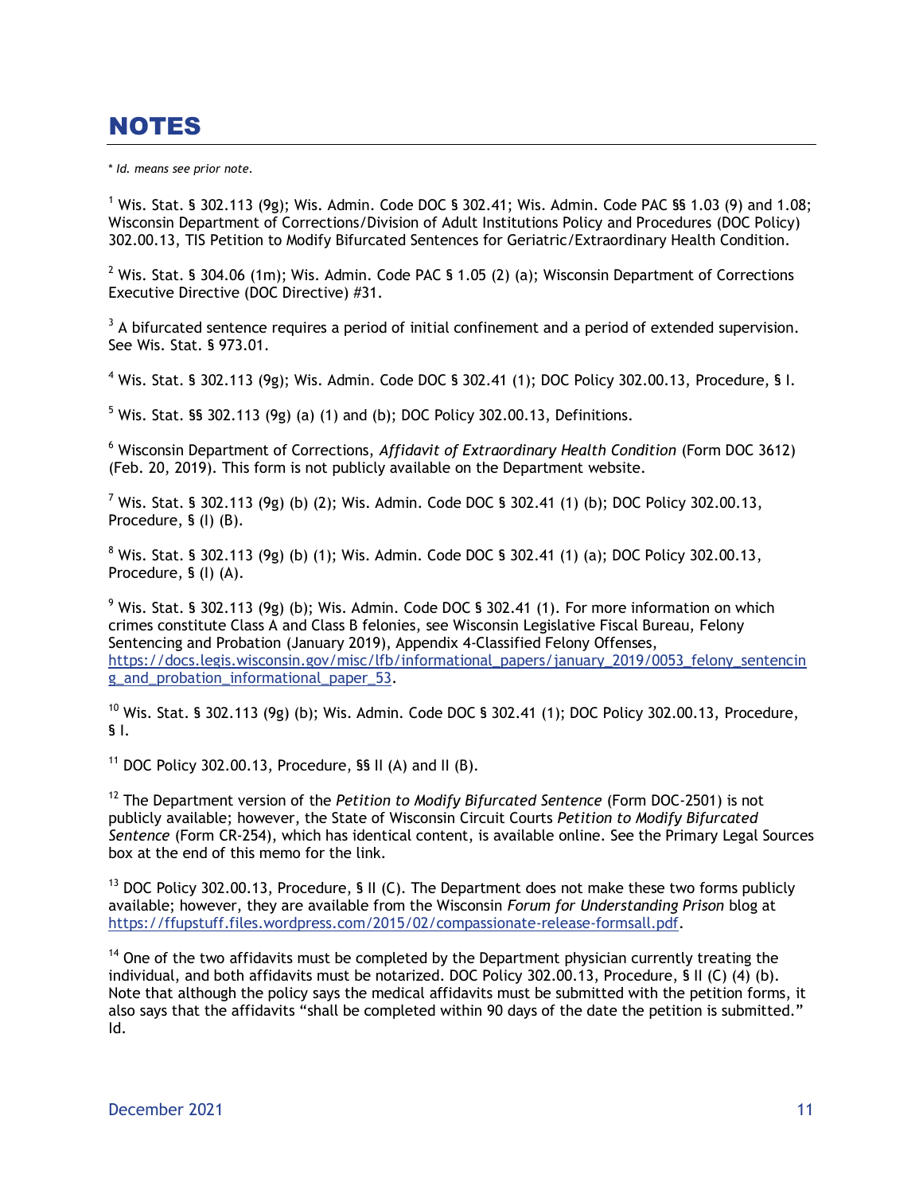# NOTES

\* *Id. means see prior note.*

[1] Wis. Stat. § 302.113 (9g); Wis. Admin. Code DOC § 302.41; Wis. Admin. Code PAC §§ 1.03 (9) and 1.08; Wisconsin Department of Corrections/Division of Adult Institutions Policy and Procedures (DOC Policy) 302.00.13, TIS Petition to Modify Bifurcated Sentences for Geriatric/Extraordinary Health Condition.

[2] Wis. Stat. § 304.06 (1m); Wis. Admin. Code PAC § 1.05 (2) (a); Wisconsin Department of Corrections Executive Directive (DOC Directive) #31.

[3] A bifurcated sentence requires a period of initial confinement and a period of extended supervision. See Wis. Stat. § 973.01.

[4] Wis. Stat. § 302.113 (9g); Wis. Admin. Code DOC § 302.41 (1); DOC Policy 302.00.13, Procedure, § I.

[5] Wis. Stat. §§ 302.113 (9g) (a) (1) and (b); DOC Policy 302.00.13, Definitions.

[6] Wisconsin Department of Corrections, *Affidavit of Extraordinary Health Condition* (Form DOC 3612) (Feb. 20, 2019). This form is not publicly available on the Department website.

[7] Wis. Stat. § 302.113 (9g) (b) (2); Wis. Admin. Code DOC § 302.41 (1) (b); DOC Policy 302.00.13, Procedure, § (I) (B).

[8] Wis. Stat. § 302.113 (9g) (b) (1); Wis. Admin. Code DOC § 302.41 (1) (a); DOC Policy 302.00.13, Procedure, § (I) (A).

[9] Wis. Stat. § 302.113 (9g) (b); Wis. Admin. Code DOC § 302.41 (1). For more information on which crimes constitute Class A and Class B felonies, see Wisconsin Legislative Fiscal Bureau, Felony Sentencing and Probation (January 2019), Appendix 4-Classified Felony Offenses, https://docs.legis.wisconsin.gov/misc/lfb/informational_papers/january_2019/0053_felony_sentencing_and_probation_informational_paper_53.

[10] Wis. Stat. § 302.113 (9g) (b); Wis. Admin. Code DOC § 302.41 (1); DOC Policy 302.00.13, Procedure, § I.

[11] DOC Policy 302.00.13, Procedure, §§ II (A) and II (B).

[12] The Department version of the *Petition to Modify Bifurcated Sentence* (Form DOC-2501) is not publicly available; however, the State of Wisconsin Circuit Courts *Petition to Modify Bifurcated Sentence* (Form CR-254), which has identical content, is available online. See the Primary Legal Sources box at the end of this memo for the link.

[13] DOC Policy 302.00.13, Procedure, § II (C). The Department does not make these two forms publicly available; however, they are available from the Wisconsin *Forum for Understanding Prison* blog at https://ffupstuff.files.wordpress.com/2015/02/compassionate-release-formsall.pdf.

[14] One of the two affidavits must be completed by the Department physician currently treating the individual, and both affidavits must be notarized. DOC Policy 302.00.13, Procedure, § II (C) (4) (b). Note that although the policy says the medical affidavits must be submitted with the petition forms, it also says that the affidavits "shall be completed within 90 days of the date the petition is submitted." Id.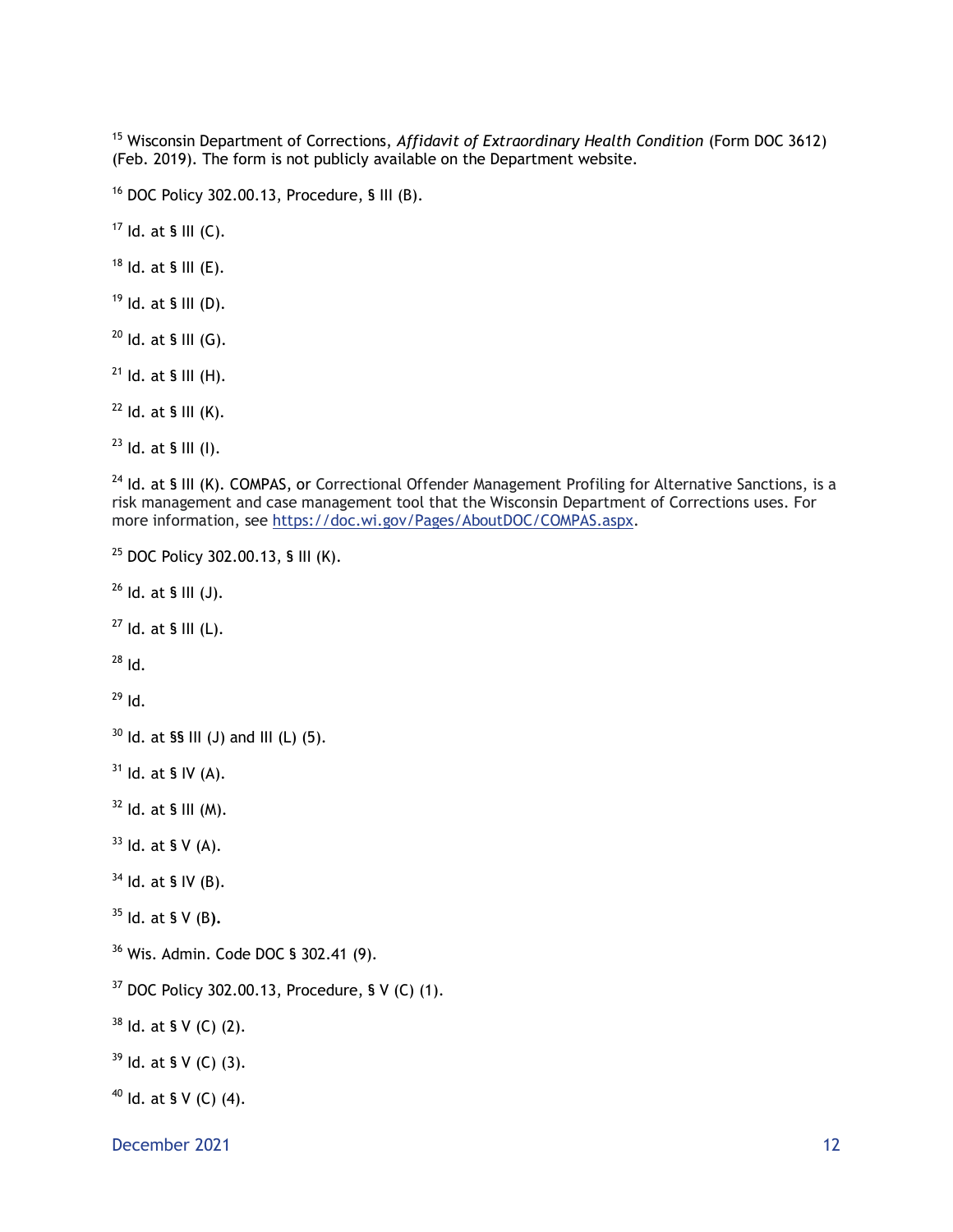[15] Wisconsin Department of Corrections, *Affidavit of Extraordinary Health Condition* (Form DOC 3612) (Feb. 2019). The form is not publicly available on the Department website.

[16] DOC Policy 302.00.13, Procedure, § III (B).

[17] Id. at § III (C).

[18] Id. at § III (E).

[19] Id. at § III (D).

[20] Id. at § III (G).

[21] Id. at § III (H).

[22] Id. at § III (K).

[23] Id. at § III (I).

[24] Id. at § III (K). COMPAS, or Correctional Offender Management Profiling for Alternative Sanctions, is a risk management and case management tool that the Wisconsin Department of Corrections uses. For more information, see https://doc.wi.gov/Pages/AboutDOC/COMPAS.aspx.

[25] DOC Policy 302.00.13, § III (K).

[26] Id. at § III (J).

[27] Id. at § III (L).

[28] Id.

[29] Id.

[30] Id. at §§ III (J) and III (L) (5).

[31] Id. at § IV (A).

[32] Id. at § III (M).

[33] Id. at § V (A).

[34] Id. at § IV (B).

[35] Id. at § V (B).

[36] Wis. Admin. Code DOC § 302.41 (9).

[37] DOC Policy 302.00.13, Procedure, § V (C) (1).

[38] Id. at § V (C) (2).

[39] Id. at § V (C) (3).

[40] Id. at § V (C) (4).

December 2021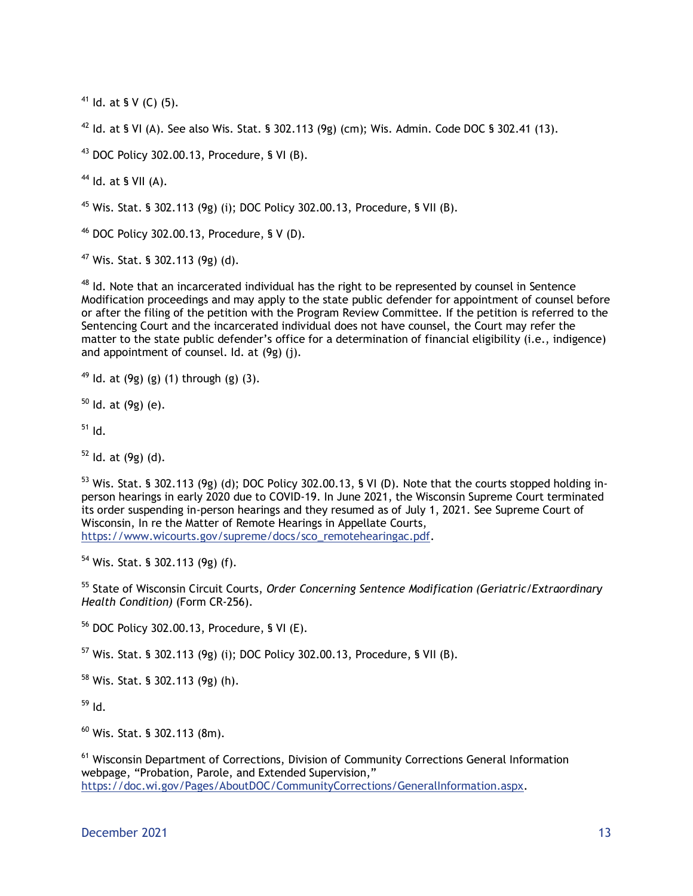[41] Id. at § V (C) (5).

[42] Id. at § VI (A). See also Wis. Stat. § 302.113 (9g) (cm); Wis. Admin. Code DOC § 302.41 (13).

[43] DOC Policy 302.00.13, Procedure, § VI (B).

[44] Id. at § VII (A).

[45] Wis. Stat. § 302.113 (9g) (i); DOC Policy 302.00.13, Procedure, § VII (B).

[46] DOC Policy 302.00.13, Procedure, § V (D).

[47] Wis. Stat. § 302.113 (9g) (d).

[48] Id. Note that an incarcerated individual has the right to be represented by counsel in Sentence Modification proceedings and may apply to the state public defender for appointment of counsel before or after the filing of the petition with the Program Review Committee. If the petition is referred to the Sentencing Court and the incarcerated individual does not have counsel, the Court may refer the matter to the state public defender's office for a determination of financial eligibility (i.e., indigence) and appointment of counsel. Id. at (9g) (j).

[49] Id. at (9g) (g) (1) through (g) (3).

[50] Id. at (9g) (e).

[51] Id.

[52] Id. at (9g) (d).

[53] Wis. Stat. § 302.113 (9g) (d); DOC Policy 302.00.13, § VI (D). Note that the courts stopped holding in-person hearings in early 2020 due to COVID-19. In June 2021, the Wisconsin Supreme Court terminated its order suspending in-person hearings and they resumed as of July 1, 2021. See Supreme Court of Wisconsin, In re the Matter of Remote Hearings in Appellate Courts, https://www.wicourts.gov/supreme/docs/sco_remotehearingac.pdf.

[54] Wis. Stat. § 302.113 (9g) (f).

[55] State of Wisconsin Circuit Courts, *Order Concerning Sentence Modification (Geriatric/Extraordinary Health Condition)* (Form CR-256).

[56] DOC Policy 302.00.13, Procedure, § VI (E).

[57] Wis. Stat. § 302.113 (9g) (i); DOC Policy 302.00.13, Procedure, § VII (B).

[58] Wis. Stat. § 302.113 (9g) (h).

[59] Id.

[60] Wis. Stat. § 302.113 (8m).

[61] Wisconsin Department of Corrections, Division of Community Corrections General Information webpage, "Probation, Parole, and Extended Supervision," https://doc.wi.gov/Pages/AboutDOC/CommunityCorrections/GeneralInformation.aspx.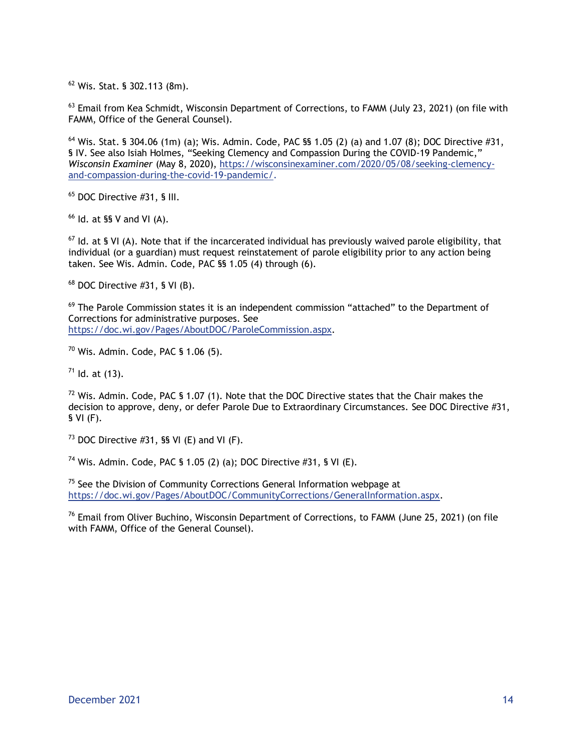[62] Wis. Stat. § 302.113 (8m).

[63] Email from Kea Schmidt, Wisconsin Department of Corrections, to FAMM (July 23, 2021) (on file with FAMM, Office of the General Counsel).

[64] Wis. Stat. § 304.06 (1m) (a); Wis. Admin. Code, PAC §§ 1.05 (2) (a) and 1.07 (8); DOC Directive #31, § IV. See also Isiah Holmes, "Seeking Clemency and Compassion During the COVID-19 Pandemic," *Wisconsin Examiner* (May 8, 2020), https://wisconsinexaminer.com/2020/05/08/seeking-clemency-and-compassion-during-the-covid-19-pandemic/.

[65] DOC Directive #31, § III.

[66] Id. at §§ V and VI (A).

[67] Id. at § VI (A). Note that if the incarcerated individual has previously waived parole eligibility, that individual (or a guardian) must request reinstatement of parole eligibility prior to any action being taken. See Wis. Admin. Code, PAC §§ 1.05 (4) through (6).

[68] DOC Directive #31, § VI (B).

[69] The Parole Commission states it is an independent commission "attached" to the Department of Corrections for administrative purposes. See https://doc.wi.gov/Pages/AboutDOC/ParoleCommission.aspx.

[70] Wis. Admin. Code, PAC § 1.06 (5).

[71] Id. at (13).

[72] Wis. Admin. Code, PAC § 1.07 (1). Note that the DOC Directive states that the Chair makes the decision to approve, deny, or defer Parole Due to Extraordinary Circumstances. See DOC Directive #31, § VI (F).

[73] DOC Directive #31, §§ VI (E) and VI (F).

[74] Wis. Admin. Code, PAC § 1.05 (2) (a); DOC Directive #31, § VI (E).

[75] See the Division of Community Corrections General Information webpage at https://doc.wi.gov/Pages/AboutDOC/CommunityCorrections/GeneralInformation.aspx.

[76] Email from Oliver Buchino, Wisconsin Department of Corrections, to FAMM (June 25, 2021) (on file with FAMM, Office of the General Counsel).